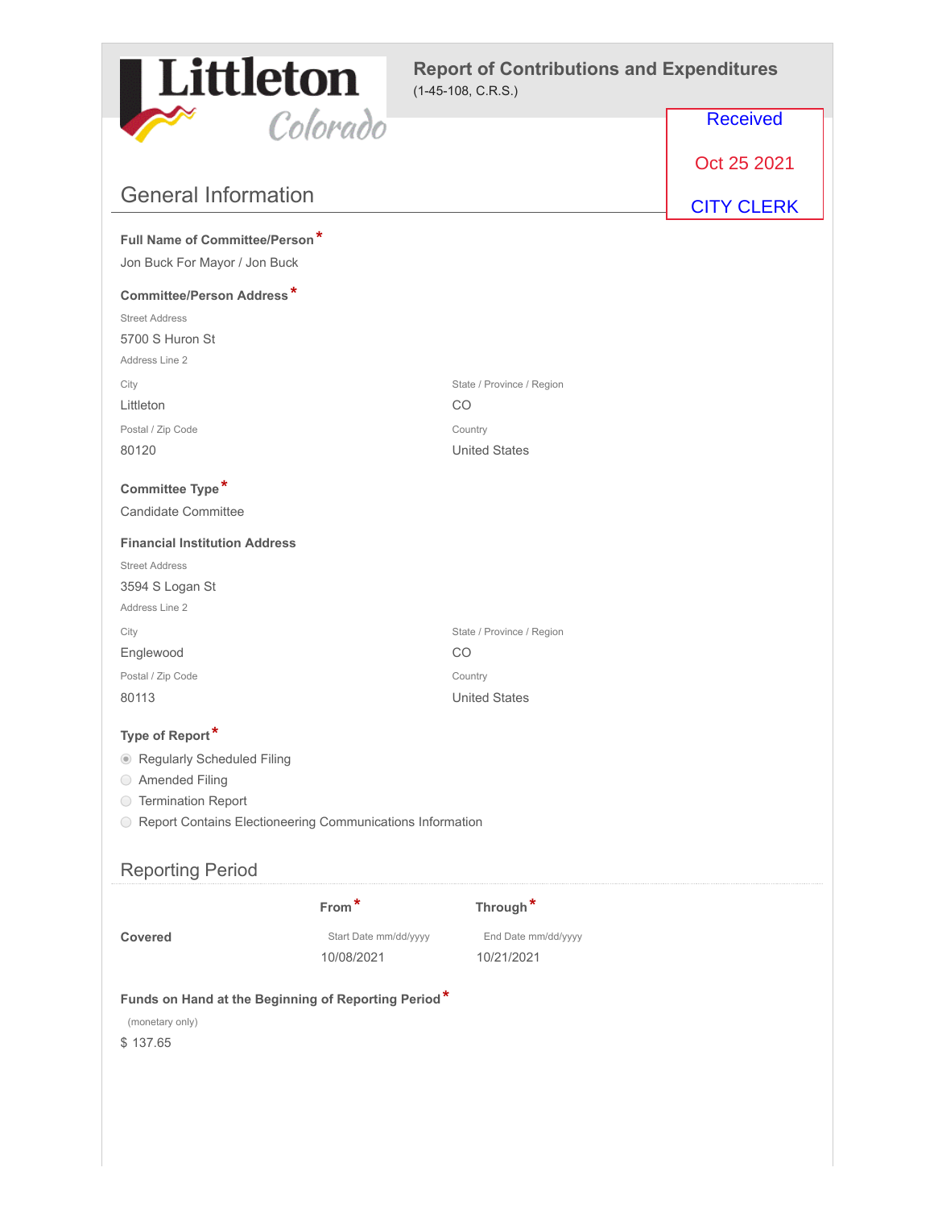Littleton Colorado

# Report of Contributions and Expenditures

(1-45-108, C.R.S.)

Received

Oct 25 2021

CITY CLERK

## General Information

**Full Name of Committee/Person** *

Jon Buck For Mayor / Jon Buck

**Committee/Person Address** *

Street Address

5700 S Huron St

Address Line 2

| City | State / Province / Region |
|---|---|
| Littleton | CO |
| **Postal / Zip Code** | **Country** |
| 80120 | United States |

**Committee Type** *

Candidate Committee

**Financial Institution Address**

Street Address

3594 S Logan St

Address Line 2

| City | State / Province / Region |
|---|---|
| Englewood | CO |
| **Postal / Zip Code** | **Country** |
| 80113 | United States |

**Type of Report** *

- (●) Regularly Scheduled Filing
- ( ) Amended Filing
- ( ) Termination Report
- ( ) Report Contains Electioneering Communications Information

## Reporting Period

| | From * | Through * |
|---|---|---|
| | Start Date mm/dd/yyyy | End Date mm/dd/yyyy |
| **Covered** | 10/08/2021 | 10/21/2021 |

**Funds on Hand at the Beginning of Reporting Period** *

(monetary only)

$ 137.65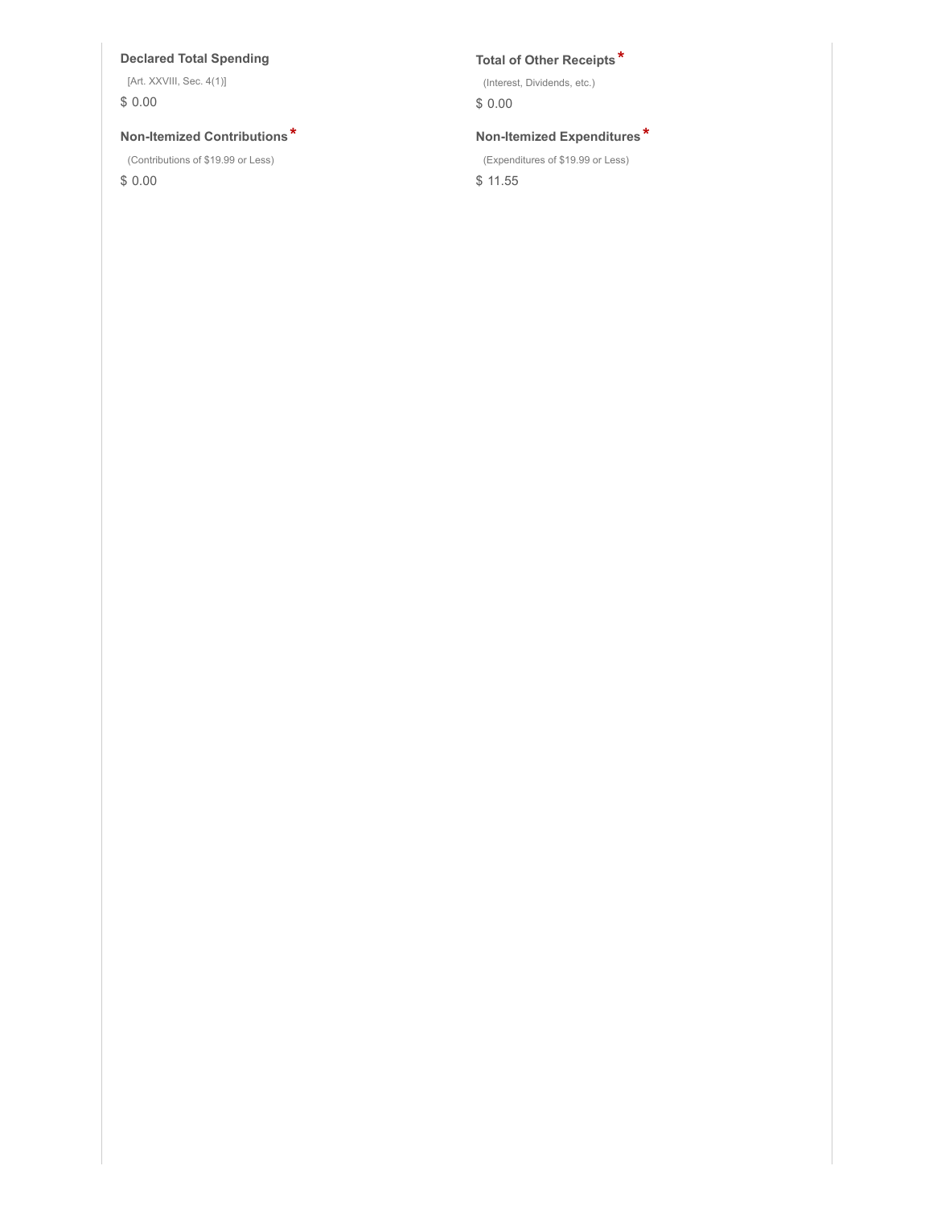**Declared Total Spending**

[Art. XXVIII, Sec. 4(1)]

$ 0.00

**Non-Itemized Contributions** *

(Contributions of $19.99 or Less)

$ 0.00

**Total of Other Receipts** *

(Interest, Dividends, etc.)

$ 0.00

**Non-Itemized Expenditures** *

(Expenditures of $19.99 or Less)

$ 11.55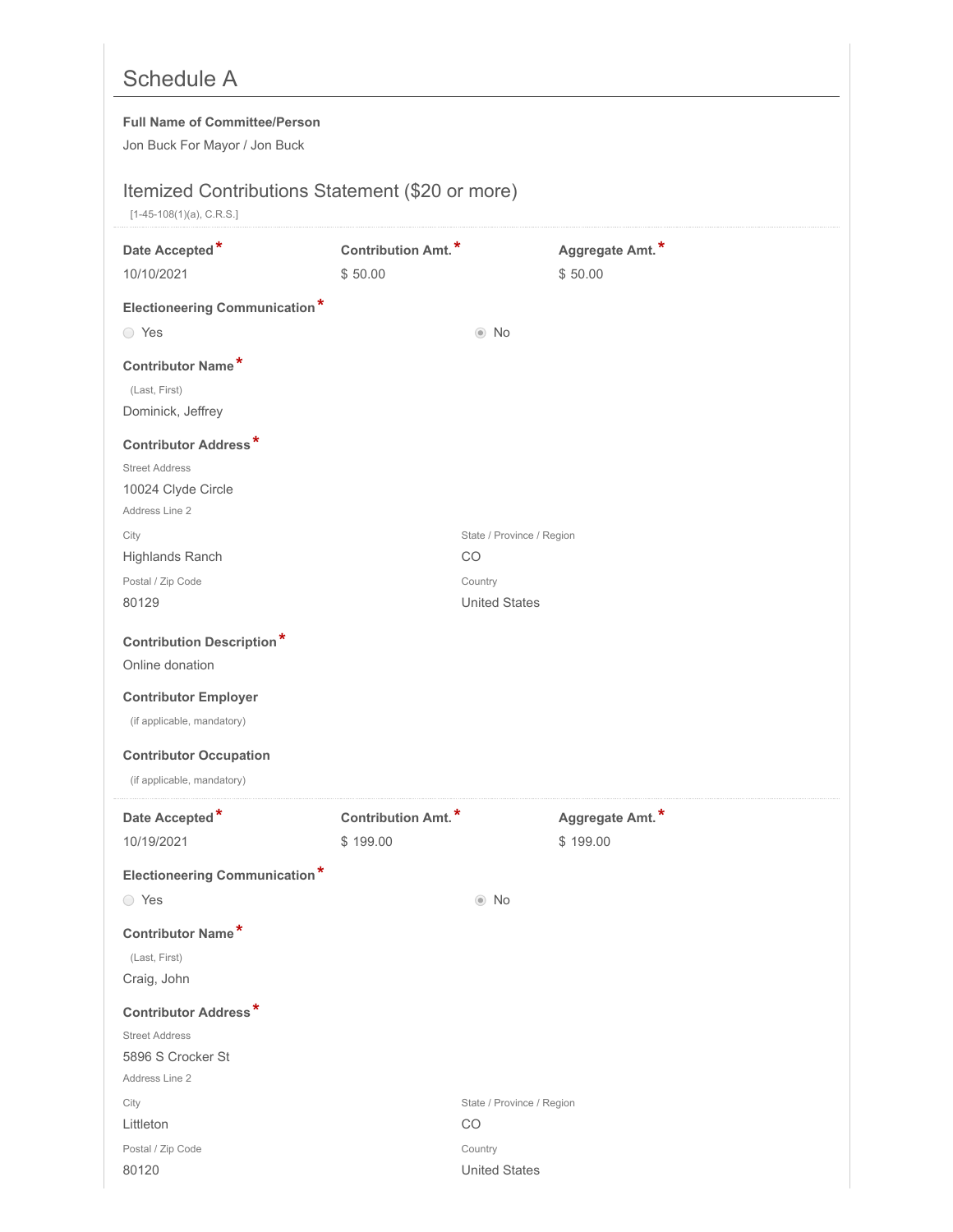## Schedule A

**Full Name of Committee/Person**

Jon Buck For Mayor / Jon Buck

### Itemized Contributions Statement ($20 or more)

[1-45-108(1)(a), C.R.S.]

---

**Date Accepted** *
10/10/2021

**Contribution Amt.** *
$ 50.00

**Aggregate Amt.** *
$ 50.00

**Electioneering Communication** *

○ Yes ◉ No

**Contributor Name** *

(Last, First)

Dominick, Jeffrey

**Contributor Address** *

Street Address

10024 Clyde Circle

Address Line 2

City

Highlands Ranch

State / Province / Region

CO

Postal / Zip Code

80129

Country

United States

**Contribution Description** *

Online donation

**Contributor Employer**

(if applicable, mandatory)

**Contributor Occupation**

(if applicable, mandatory)

---

**Date Accepted** *
10/19/2021

**Contribution Amt.** *
$ 199.00

**Aggregate Amt.** *
$ 199.00

**Electioneering Communication** *

○ Yes ◉ No

**Contributor Name** *

(Last, First)

Craig, John

**Contributor Address** *

Street Address

5896 S Crocker St

Address Line 2

City

Littleton

State / Province / Region

CO

Postal / Zip Code

80120

Country

United States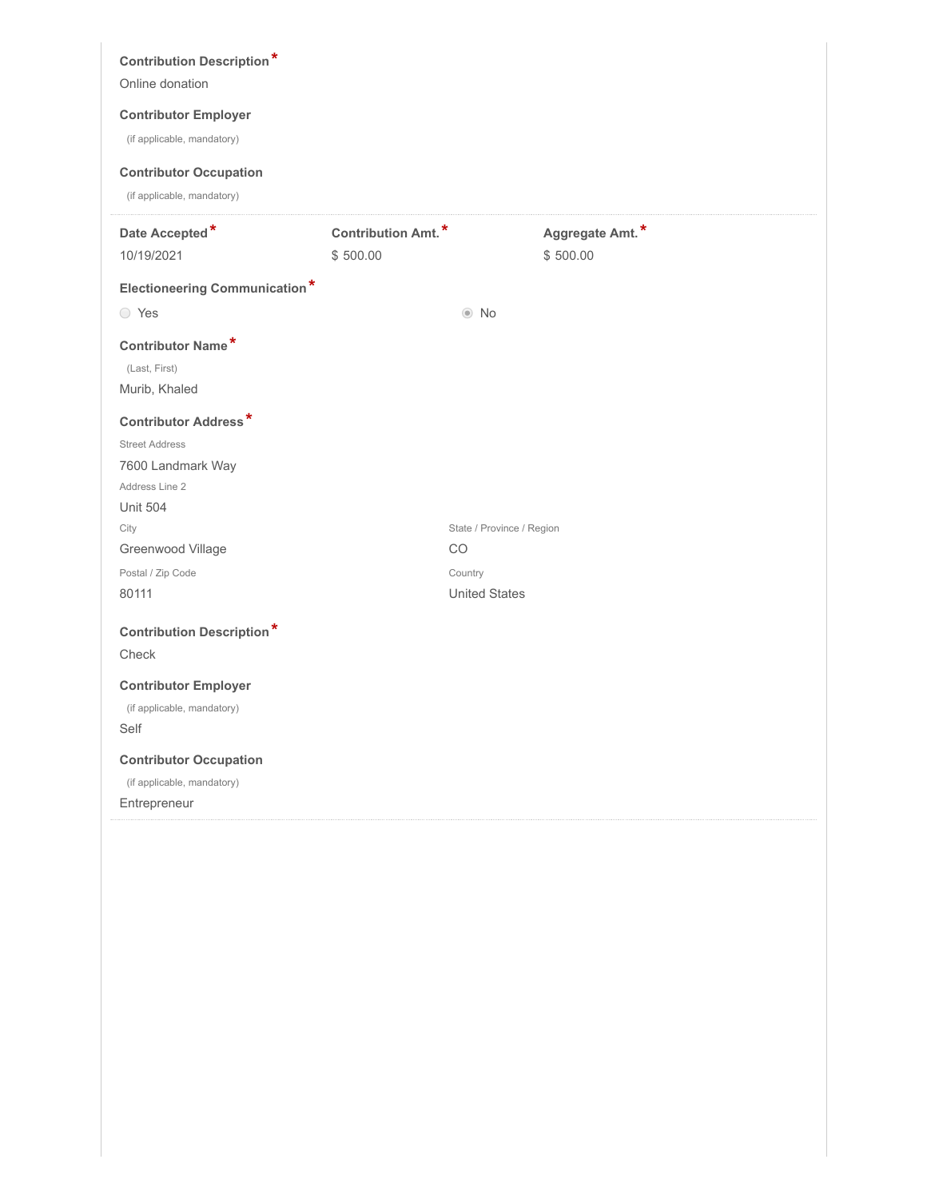**Contribution Description** *

Online donation

**Contributor Employer**

(if applicable, mandatory)

**Contributor Occupation**

(if applicable, mandatory)

---

| **Date Accepted** * | **Contribution Amt.** * | **Aggregate Amt.** * |
|---|---|---|
| 10/19/2021 | $ 500.00 | $ 500.00 |

**Electioneering Communication** *

○ Yes ◉ No

**Contributor Name** *

(Last, First)

Murib, Khaled

**Contributor Address** *

Street Address

7600 Landmark Way

Address Line 2

Unit 504

City

Greenwood Village

State / Province / Region

CO

Postal / Zip Code

80111

Country

United States

**Contribution Description** *

Check

**Contributor Employer**

(if applicable, mandatory)

Self

**Contributor Occupation**

(if applicable, mandatory)

Entrepreneur

---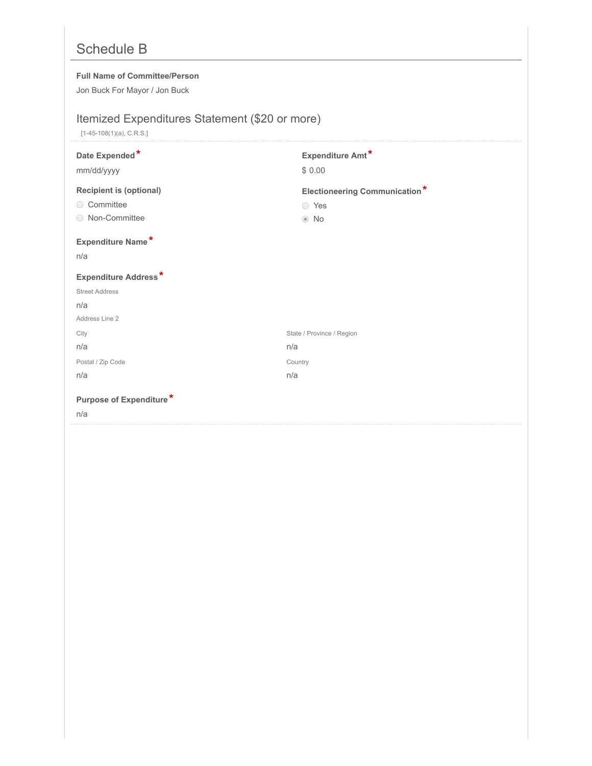# Schedule B

**Full Name of Committee/Person**

Jon Buck For Mayor / Jon Buck

## Itemized Expenditures Statement ($20 or more)

[1-45-108(1)(a), C.R.S.]

**Date Expended** *

mm/dd/yyyy

**Expenditure Amt** *

$ 0.00

**Recipient is (optional)**

- ○ Committee
- ○ Non-Committee

**Electioneering Communication** *

- ○ Yes
- ◉ No

**Expenditure Name** *

n/a

**Expenditure Address** *

Street Address

n/a

Address Line 2

City

n/a

State / Province / Region

n/a

Postal / Zip Code

n/a

Country

n/a

**Purpose of Expenditure** *

n/a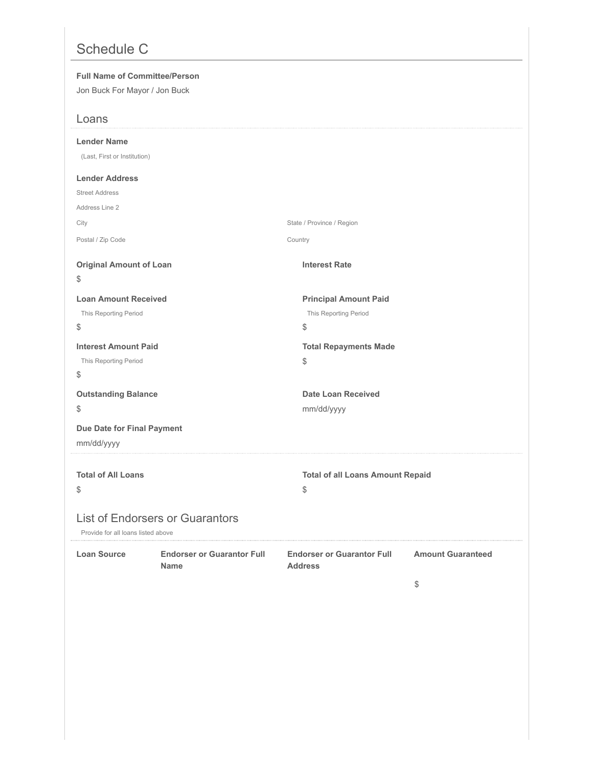# Schedule C

**Full Name of Committee/Person**

Jon Buck For Mayor / Jon Buck

## Loans

**Lender Name**

(Last, First or Institution)

**Lender Address**

Street Address

Address Line 2

City

State / Province / Region

Postal / Zip Code

Country

**Original Amount of Loan**

$

**Interest Rate**

**Loan Amount Received**

This Reporting Period

$

**Principal Amount Paid**

This Reporting Period

$

**Interest Amount Paid**

This Reporting Period

$

**Total Repayments Made**

$

**Outstanding Balance**

$

**Date Loan Received**

mm/dd/yyyy

**Due Date for Final Payment**

mm/dd/yyyy

**Total of All Loans**

$

**Total of all Loans Amount Repaid**

$

## List of Endorsers or Guarantors

Provide for all loans listed above

| Loan Source | Endorser or Guarantor Full Name | Endorser or Guarantor Full Address | Amount Guaranteed |
|---|---|---|---|
| | | | $ |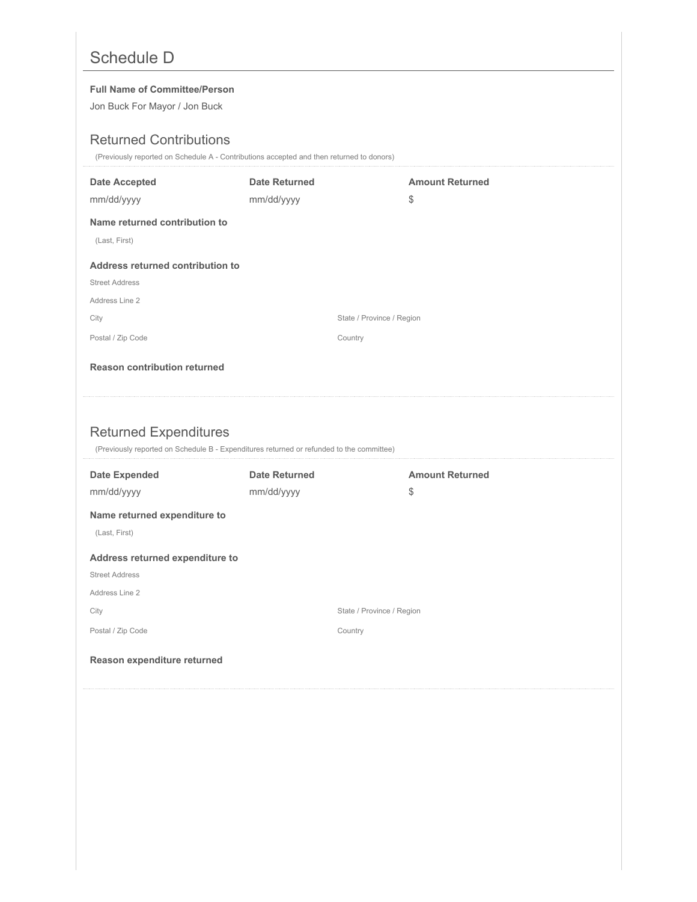# Schedule D

**Full Name of Committee/Person**

Jon Buck For Mayor / Jon Buck

## Returned Contributions

(Previously reported on Schedule A - Contributions accepted and then returned to donors)

| Date Accepted | Date Returned | Amount Returned |
|---|---|---|
| mm/dd/yyyy | mm/dd/yyyy | $ |

**Name returned contribution to**

(Last, First)

**Address returned contribution to**

Street Address

Address Line 2

City

State / Province / Region

Postal / Zip Code

Country

**Reason contribution returned**

## Returned Expenditures

(Previously reported on Schedule B - Expenditures returned or refunded to the committee)

| Date Expended | Date Returned | Amount Returned |
|---|---|---|
| mm/dd/yyyy | mm/dd/yyyy | $ |

**Name returned expenditure to**

(Last, First)

**Address returned expenditure to**

Street Address

Address Line 2

City

State / Province / Region

Postal / Zip Code

Country

**Reason expenditure returned**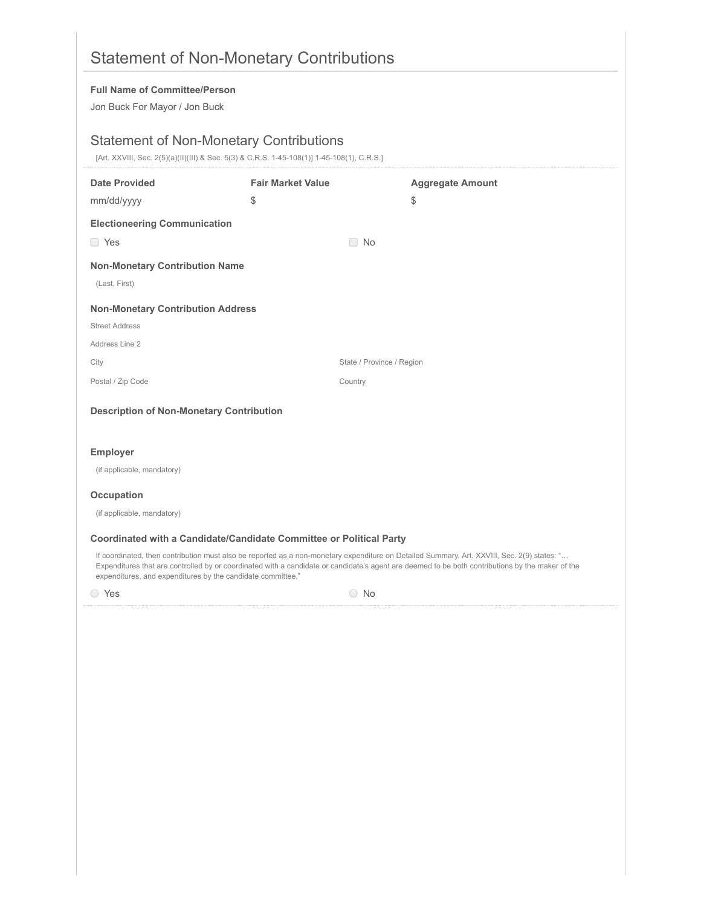# Statement of Non-Monetary Contributions

**Full Name of Committee/Person**

Jon Buck For Mayor / Jon Buck

## Statement of Non-Monetary Contributions

[Art. XXVIII, Sec. 2(5)(a)(II)(III) & Sec. 5(3) & C.R.S. 1-45-108(1)] 1-45-108(1), C.R.S.]

| Date Provided | Fair Market Value | Aggregate Amount |
| --- | --- | --- |
| mm/dd/yyyy | $ | $ |

**Electioneering Communication**

☐ Yes ☐ No

**Non-Monetary Contribution Name**

(Last, First)

**Non-Monetary Contribution Address**

Street Address

Address Line 2

City State / Province / Region

Postal / Zip Code Country

**Description of Non-Monetary Contribution**

**Employer**

(if applicable, mandatory)

**Occupation**

(if applicable, mandatory)

**Coordinated with a Candidate/Candidate Committee or Political Party**

If coordinated, then contribution must also be reported as a non-monetary expenditure on Detailed Summary. Art. XXVIII, Sec. 2(9) states: "… Expenditures that are controlled by or coordinated with a candidate or candidate's agent are deemed to be both contributions by the maker of the expenditures, and expenditures by the candidate committee."

○ Yes ○ No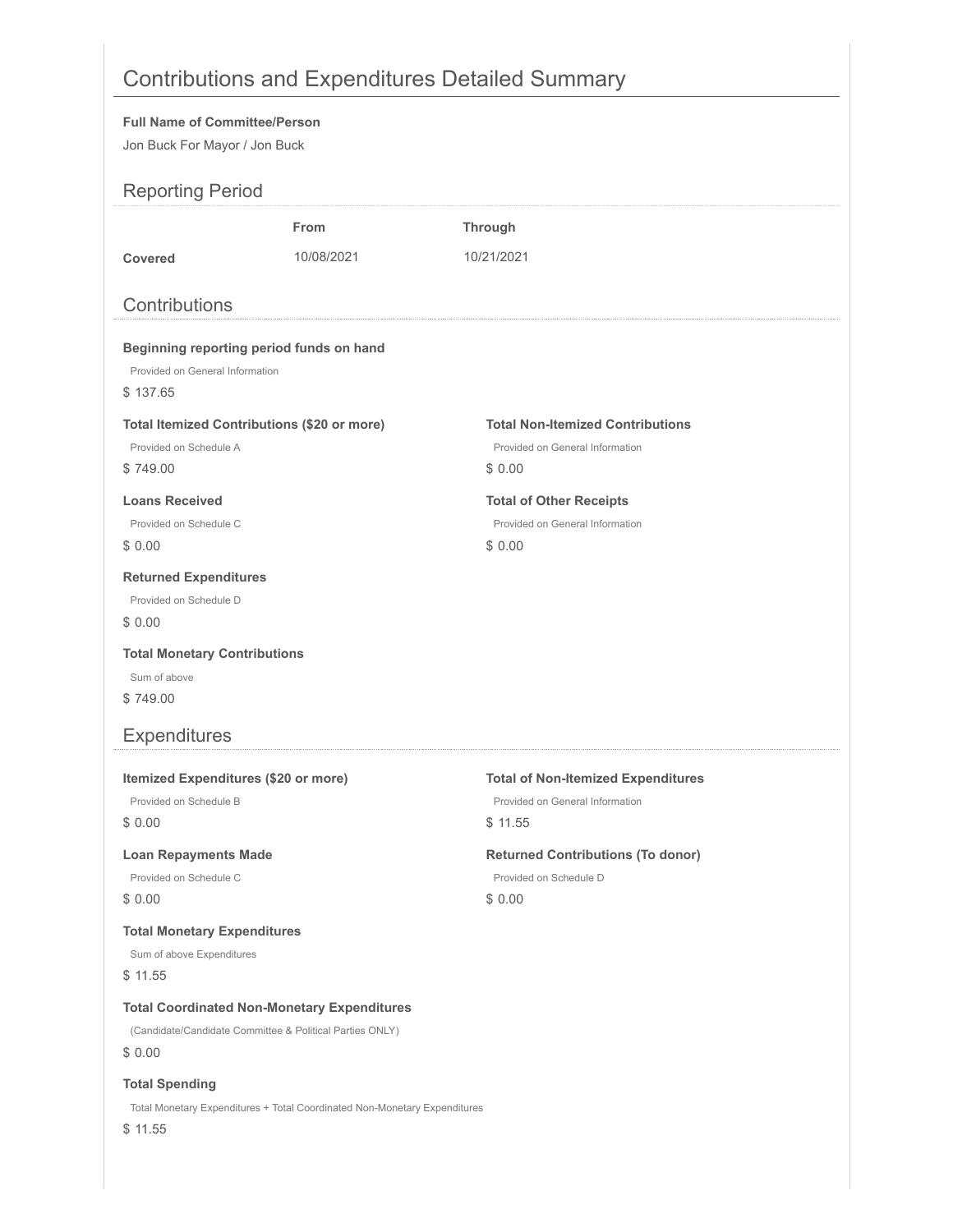# Contributions and Expenditures Detailed Summary

**Full Name of Committee/Person**

Jon Buck For Mayor / Jon Buck

## Reporting Period

| | From | Through |
|---|---|---|
| **Covered** | 10/08/2021 | 10/21/2021 |

## Contributions

**Beginning reporting period funds on hand**

Provided on General Information

$ 137.65

**Total Itemized Contributions ($20 or more)**

Provided on Schedule A

$ 749.00

**Total Non-Itemized Contributions**

Provided on General Information

$ 0.00

**Loans Received**

Provided on Schedule C

$ 0.00

**Total of Other Receipts**

Provided on General Information

$ 0.00

**Returned Expenditures**

Provided on Schedule D

$ 0.00

**Total Monetary Contributions**

Sum of above

$ 749.00

## Expenditures

**Itemized Expenditures ($20 or more)**

Provided on Schedule B

$ 0.00

**Total of Non-Itemized Expenditures**

Provided on General Information

$ 11.55

**Loan Repayments Made**

Provided on Schedule C

$ 0.00

**Returned Contributions (To donor)**

Provided on Schedule D

$ 0.00

**Total Monetary Expenditures**

Sum of above Expenditures

$ 11.55

**Total Coordinated Non-Monetary Expenditures**

(Candidate/Candidate Committee & Political Parties ONLY)

$ 0.00

**Total Spending**

Total Monetary Expenditures + Total Coordinated Non-Monetary Expenditures

$ 11.55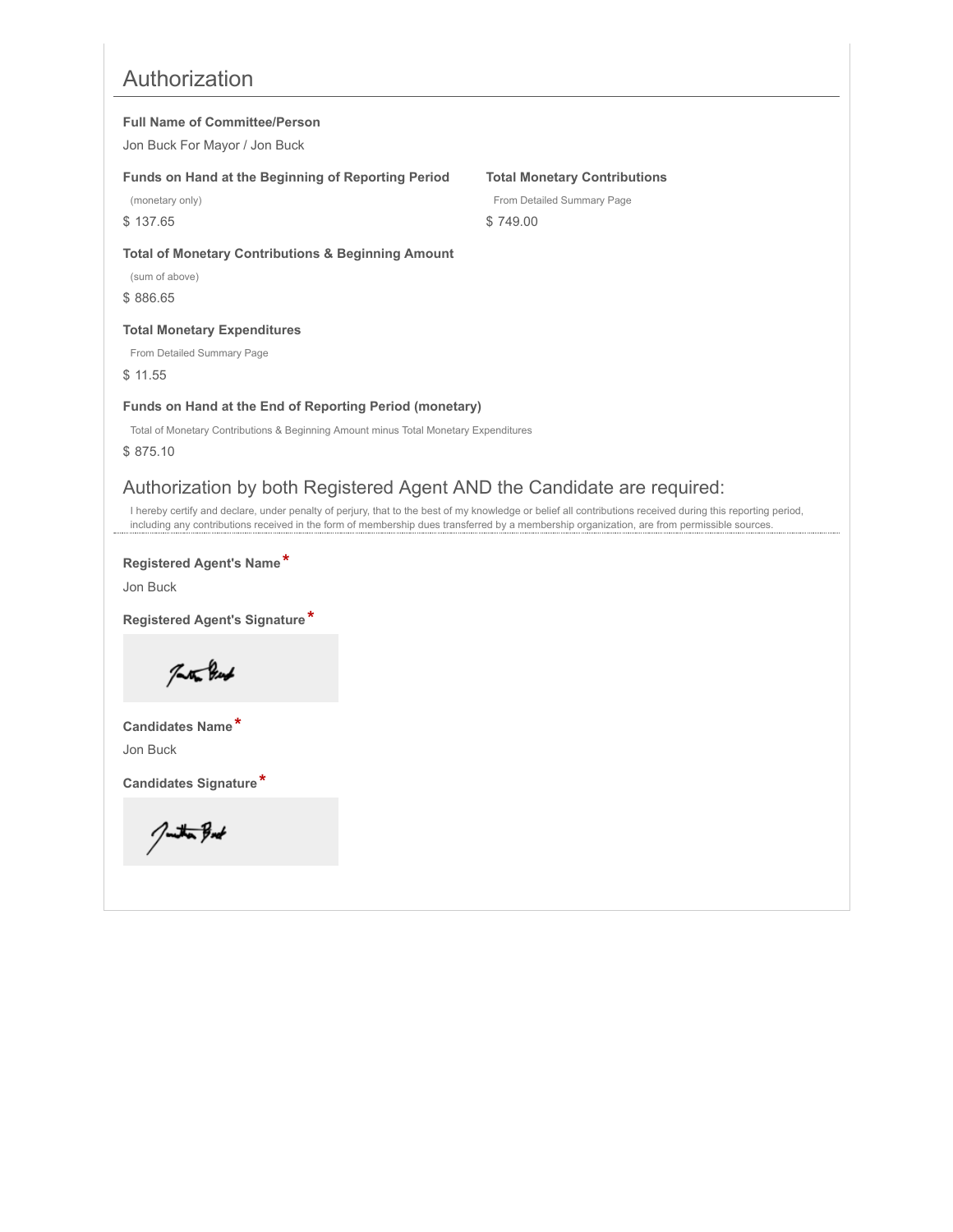## Authorization

**Full Name of Committee/Person**

Jon Buck For Mayor / Jon Buck

**Funds on Hand at the Beginning of Reporting Period**

(monetary only)

$ 137.65

**Total Monetary Contributions**

From Detailed Summary Page

$ 749.00

**Total of Monetary Contributions & Beginning Amount**

(sum of above)

$ 886.65

**Total Monetary Expenditures**

From Detailed Summary Page

$ 11.55

**Funds on Hand at the End of Reporting Period (monetary)**

Total of Monetary Contributions & Beginning Amount minus Total Monetary Expenditures

$ 875.10

### Authorization by both Registered Agent AND the Candidate are required:

I hereby certify and declare, under penalty of perjury, that to the best of my knowledge or belief all contributions received during this reporting period, including any contributions received in the form of membership dues transferred by a membership organization, are from permissible sources.

**Registered Agent's Name** *

Jon Buck

**Registered Agent's Signature** *

**Candidates Name** *

Jon Buck

**Candidates Signature** *